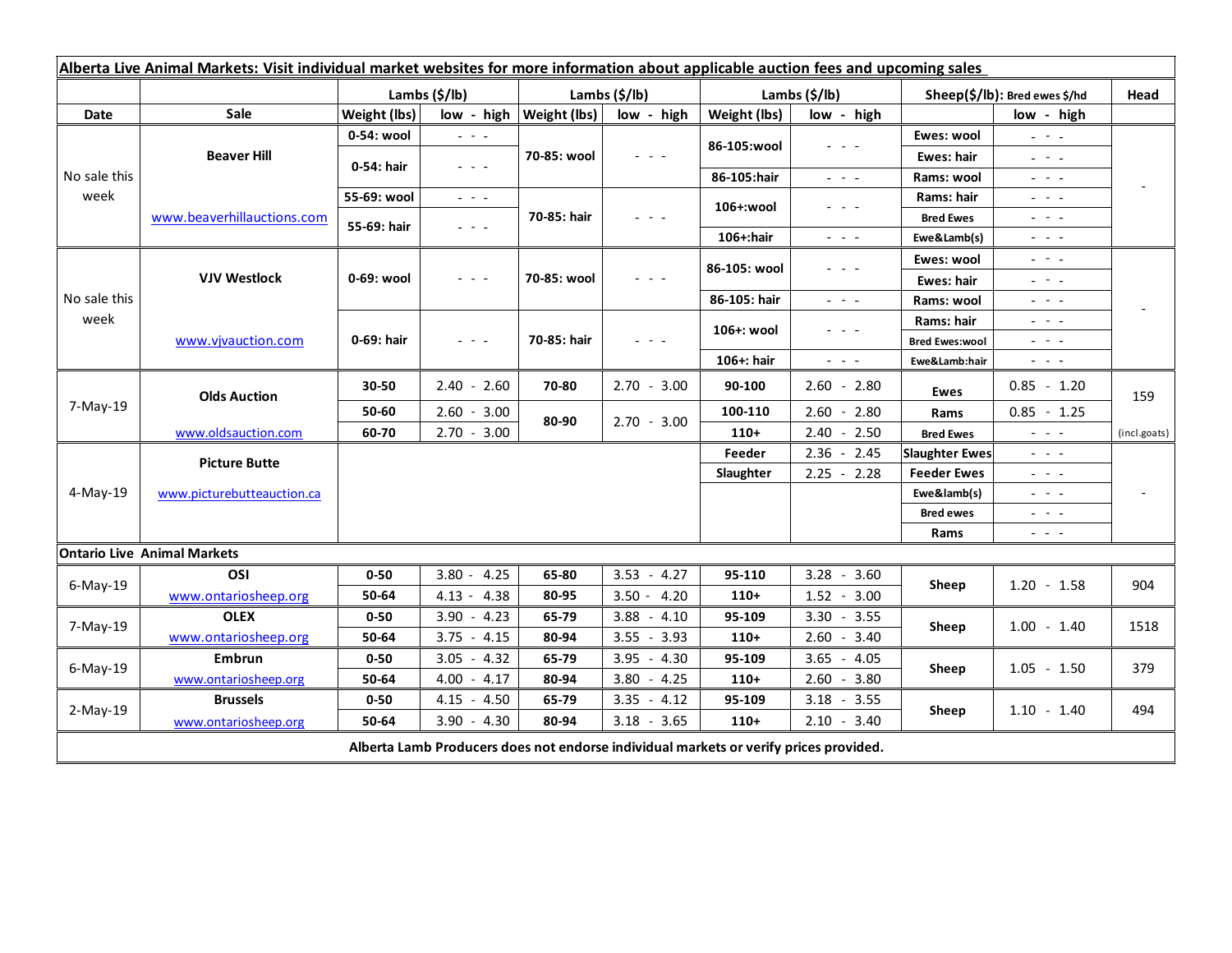**Alberta Live Animal Markets: Visit individual market websites for more information about applicable auction fees and upcoming sales**

| Date | Sale | Lambs ($/lb) | | Lambs ($/lb) | | Lambs ($/lb) | | Sheep($/lb): Bred ewes $/hd | | Head |
|---|---|---|---|---|---|---|---|---|---|---|
| | | Weight (lbs) | low - high | Weight (lbs) | low - high | Weight (lbs) | low - high | | low - high | |
| No sale this week | Beaver Hill | 0-54: wool | - - - | 70-85: wool | - - - | 86-105:wool | - - - | Ewes: wool | - - - | - |
| | | 0-54: hair | - - - | | | | | Ewes: hair | - - - | |
| | | | | | | 86-105:hair | - - - | Rams: wool | - - - | |
| | www.beaverhillauctions.com | 55-69: wool | - - - | 70-85: hair | - - - | 106+:wool | - - - | Rams: hair | - - - | |
| | | 55-69: hair | - - - | | | | | Bred Ewes | - - - | |
| | | | | | | 106+:hair | - - - | Ewe&Lamb(s) | - - - | |
| No sale this week | VJV Westlock | 0-69: wool | - - - | 70-85: wool | - - - | 86-105: wool | - - - | Ewes: wool | - - - | - |
| | | | | | | | | Ewes: hair | - - - | |
| | | | | | | 86-105: hair | - - - | Rams: wool | - - - | |
| | www.vjvauction.com | 0-69: hair | - - - | 70-85: hair | - - - | 106+: wool | - - - | Rams: hair | - - - | |
| | | | | | | | | Bred Ewes:wool | - - - | |
| | | | | | | 106+: hair | - - - | Ewe&Lamb:hair | - - - | |
| 7-May-19 | Olds Auction | 30-50 | 2.40 - 2.60 | 70-80 | 2.70 - 3.00 | 90-100 | 2.60 - 2.80 | Ewes | 0.85 - 1.20 | 159 |
| | | 50-60 | 2.60 - 3.00 | 80-90 | 2.70 - 3.00 | 100-110 | 2.60 - 2.80 | Rams | 0.85 - 1.25 | |
| | www.oldsauction.com | 60-70 | 2.70 - 3.00 | | | 110+ | 2.40 - 2.50 | Bred Ewes | - - - | (incl.goats) |
| 4-May-19 | Picture Butte | | | | | Feeder | 2.36 - 2.45 | Slaughter Ewes | - - - | - |
| | www.picturebutteauction.ca | | | | | Slaughter | 2.25 - 2.28 | Feeder Ewes | - - - | |
| | | | | | | | | Ewe&lamb(s) | - - - | |
| | | | | | | | | Bred ewes | - - - | |
| | | | | | | | | Rams | - - - | |
| **Ontario Live Animal Markets** | | | | | | | | | | |
| 6-May-19 | OSI | 0-50 | 3.80 - 4.25 | 65-80 | 3.53 - 4.27 | 95-110 | 3.28 - 3.60 | Sheep | 1.20 - 1.58 | 904 |
| | www.ontariosheep.org | 50-64 | 4.13 - 4.38 | 80-95 | 3.50 - 4.20 | 110+ | 1.52 - 3.00 | | | |
| 7-May-19 | OLEX | 0-50 | 3.90 - 4.23 | 65-79 | 3.88 - 4.10 | 95-109 | 3.30 - 3.55 | Sheep | 1.00 - 1.40 | 1518 |
| | www.ontariosheep.org | 50-64 | 3.75 - 4.15 | 80-94 | 3.55 - 3.93 | 110+ | 2.60 - 3.40 | | | |
| 6-May-19 | Embrun | 0-50 | 3.05 - 4.32 | 65-79 | 3.95 - 4.30 | 95-109 | 3.65 - 4.05 | Sheep | 1.05 - 1.50 | 379 |
| | www.ontariosheep.org | 50-64 | 4.00 - 4.17 | 80-94 | 3.80 - 4.25 | 110+ | 2.60 - 3.80 | | | |
| 2-May-19 | Brussels | 0-50 | 4.15 - 4.50 | 65-79 | 3.35 - 4.12 | 95-109 | 3.18 - 3.55 | Sheep | 1.10 - 1.40 | 494 |
| | www.ontariosheep.org | 50-64 | 3.90 - 4.30 | 80-94 | 3.18 - 3.65 | 110+ | 2.10 - 3.40 | | | |

**Alberta Lamb Producers does not endorse individual markets or verify prices provided.**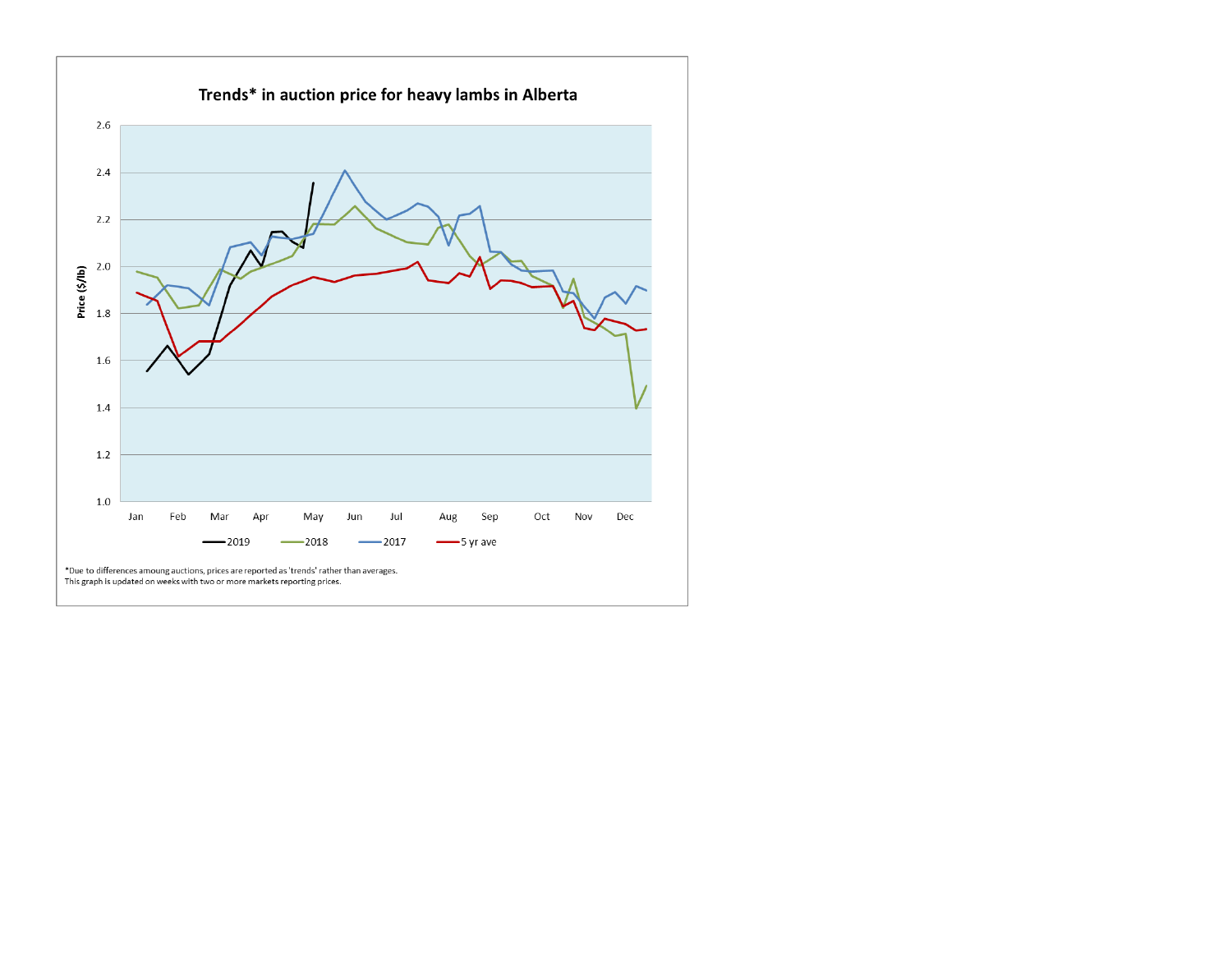## Trends* in auction price for heavy lambs in Alberta

Price ($/lb)

2.6
2.4
2.2
2.0
1.8
1.6
1.4
1.2
1.0

Jan Feb Mar Apr May Jun Jul Aug Sep Oct Nov Dec

2019 2018 2017 5 yr ave

*Due to differences amoung auctions, prices are reported as 'trends' rather than averages.
This graph is updated on weeks with two or more markets reporting prices.